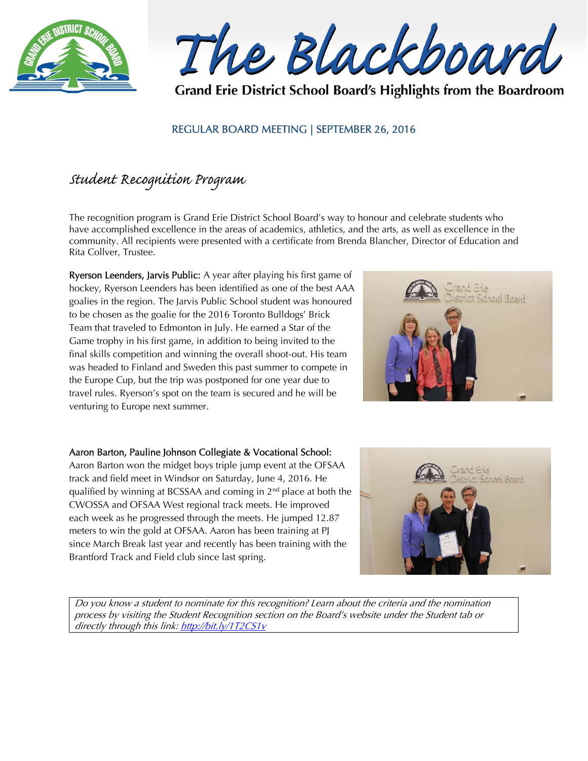# The Blackboard

**Grand Erie District School Board's Highlights from the Boardroom**

REGULAR BOARD MEETING | SEPTEMBER 26, 2016

## Student Recognition Program

The recognition program is Grand Erie District School Board's way to honour and celebrate students who have accomplished excellence in the areas of academics, athletics, and the arts, as well as excellence in the community. All recipients were presented with a certificate from Brenda Blancher, Director of Education and Rita Collver, Trustee.

**Ryerson Leenders, Jarvis Public:** A year after playing his first game of hockey, Ryerson Leenders has been identified as one of the best AAA goalies in the region. The Jarvis Public School student was honoured to be chosen as the goalie for the 2016 Toronto Bulldogs' Brick Team that traveled to Edmonton in July. He earned a Star of the Game trophy in his first game, in addition to being invited to the final skills competition and winning the overall shoot-out. His team was headed to Finland and Sweden this past summer to compete in the Europe Cup, but the trip was postponed for one year due to travel rules. Ryerson's spot on the team is secured and he will be venturing to Europe next summer.

**Aaron Barton, Pauline Johnson Collegiate & Vocational School:** Aaron Barton won the midget boys triple jump event at the OFSAA track and field meet in Windsor on Saturday, June 4, 2016. He qualified by winning at BCSSAA and coming in 2nd place at both the CWOSSA and OFSAA West regional track meets. He improved each week as he progressed through the meets. He jumped 12.87 meters to win the gold at OFSAA. Aaron has been training at PJ since March Break last year and recently has been training with the Brantford Track and Field club since last spring.

*Do you know a student to nominate for this recognition? Learn about the criteria and the nomination process by visiting the Student Recognition section on the Board's website under the Student tab or directly through this link: http://bit.ly/1T2CS1v*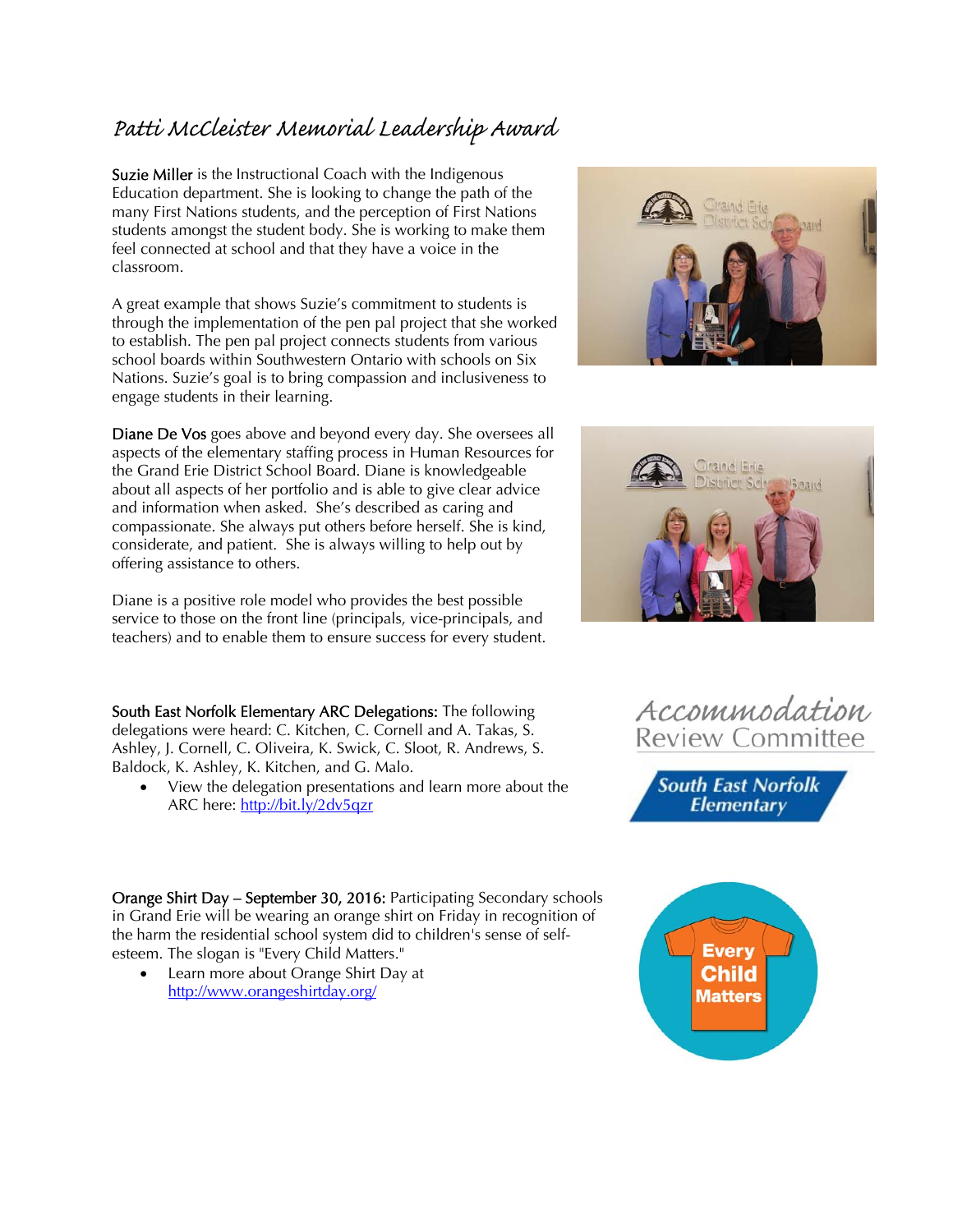# Patti McCleister Memorial Leadership Award

**Suzie Miller** is the Instructional Coach with the Indigenous Education department. She is looking to change the path of the many First Nations students, and the perception of First Nations students amongst the student body. She is working to make them feel connected at school and that they have a voice in the classroom.

A great example that shows Suzie's commitment to students is through the implementation of the pen pal project that she worked to establish. The pen pal project connects students from various school boards within Southwestern Ontario with schools on Six Nations. Suzie's goal is to bring compassion and inclusiveness to engage students in their learning.

**Diane De Vos** goes above and beyond every day. She oversees all aspects of the elementary staffing process in Human Resources for the Grand Erie District School Board. Diane is knowledgeable about all aspects of her portfolio and is able to give clear advice and information when asked. She's described as caring and compassionate. She always put others before herself. She is kind, considerate, and patient. She is always willing to help out by offering assistance to others.

Diane is a positive role model who provides the best possible service to those on the front line (principals, vice-principals, and teachers) and to enable them to ensure success for every student.

**South East Norfolk Elementary ARC Delegations:** The following delegations were heard: C. Kitchen, C. Cornell and A. Takas, S. Ashley, J. Cornell, C. Oliveira, K. Swick, C. Sloot, R. Andrews, S. Baldock, K. Ashley, K. Kitchen, and G. Malo.

- View the delegation presentations and learn more about the ARC here: http://bit.ly/2dv5qzr

**Orange Shirt Day – September 30, 2016:** Participating Secondary schools in Grand Erie will be wearing an orange shirt on Friday in recognition of the harm the residential school system did to children's sense of self-esteem. The slogan is "Every Child Matters."

- Learn more about Orange Shirt Day at http://www.orangeshirtday.org/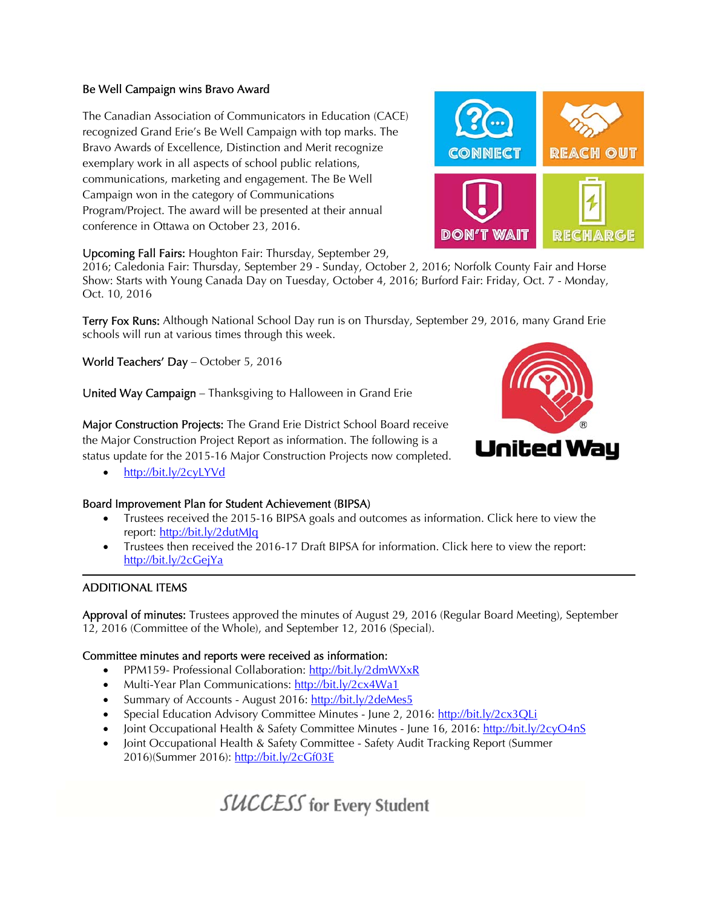**Be Well Campaign wins Bravo Award**

The Canadian Association of Communicators in Education (CACE) recognized Grand Erie's Be Well Campaign with top marks. The Bravo Awards of Excellence, Distinction and Merit recognize exemplary work in all aspects of school public relations, communications, marketing and engagement. The Be Well Campaign won in the category of Communications Program/Project. The award will be presented at their annual conference in Ottawa on October 23, 2016.

**Upcoming Fall Fairs:** Houghton Fair: Thursday, September 29, 2016; Caledonia Fair: Thursday, September 29 - Sunday, October 2, 2016; Norfolk County Fair and Horse Show: Starts with Young Canada Day on Tuesday, October 4, 2016; Burford Fair: Friday, Oct. 7 - Monday, Oct. 10, 2016

**Terry Fox Runs:** Although National School Day run is on Thursday, September 29, 2016, many Grand Erie schools will run at various times through this week.

**World Teachers' Day** – October 5, 2016

**United Way Campaign** – Thanksgiving to Halloween in Grand Erie

**Major Construction Projects:** The Grand Erie District School Board receive the Major Construction Project Report as information. The following is a status update for the 2015-16 Major Construction Projects now completed.

- http://bit.ly/2cyLYVd

**Board Improvement Plan for Student Achievement (BIPSA)**

- Trustees received the 2015-16 BIPSA goals and outcomes as information. Click here to view the report: http://bit.ly/2dutMJq
- Trustees then received the 2016-17 Draft BIPSA for information. Click here to view the report: http://bit.ly/2cGejYa

---

**ADDITIONAL ITEMS**

**Approval of minutes:** Trustees approved the minutes of August 29, 2016 (Regular Board Meeting), September 12, 2016 (Committee of the Whole), and September 12, 2016 (Special).

**Committee minutes and reports were received as information:**

- PPM159- Professional Collaboration: http://bit.ly/2dmWXxR
- Multi-Year Plan Communications: http://bit.ly/2cx4Wa1
- Summary of Accounts - August 2016: http://bit.ly/2deMes5
- Special Education Advisory Committee Minutes - June 2, 2016: http://bit.ly/2cx3QLi
- Joint Occupational Health & Safety Committee Minutes - June 16, 2016: http://bit.ly/2cyO4nS
- Joint Occupational Health & Safety Committee - Safety Audit Tracking Report (Summer 2016)(Summer 2016): http://bit.ly/2cGf03E